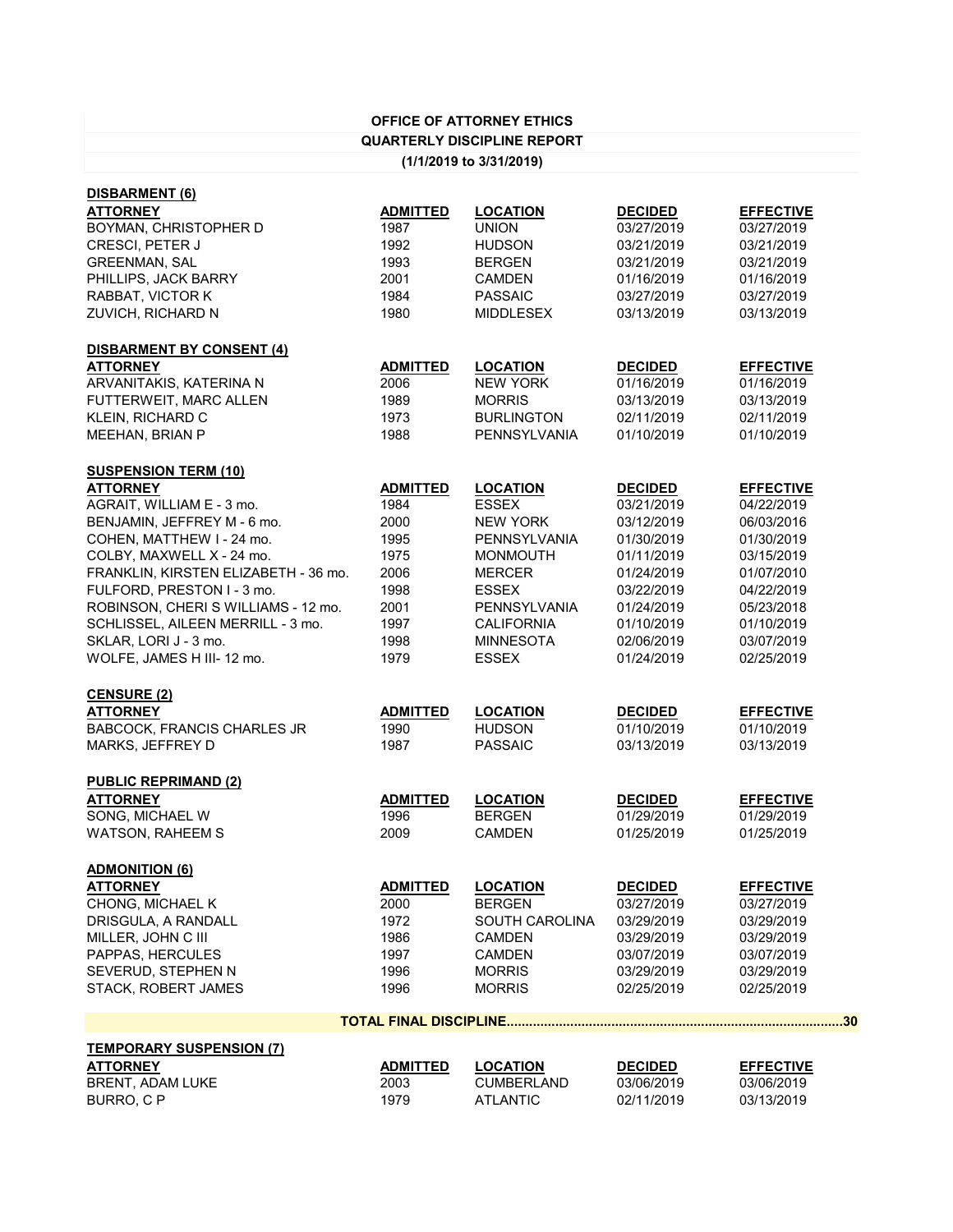**OFFICE OF ATTORNEY ETHICS**

**QUARTERLY DISCIPLINE REPORT**

**(1/1/2019 to 3/31/2019)**

**DISBARMENT (6)**

| ATTORNEY | ADMITTED | LOCATION | DECIDED | EFFECTIVE |
|---|---|---|---|---|
| BOYMAN, CHRISTOPHER D | 1987 | UNION | 03/27/2019 | 03/27/2019 |
| CRESCI, PETER J | 1992 | HUDSON | 03/21/2019 | 03/21/2019 |
| GREENMAN, SAL | 1993 | BERGEN | 03/21/2019 | 03/21/2019 |
| PHILLIPS, JACK BARRY | 2001 | CAMDEN | 01/16/2019 | 01/16/2019 |
| RABBAT, VICTOR K | 1984 | PASSAIC | 03/27/2019 | 03/27/2019 |
| ZUVICH, RICHARD N | 1980 | MIDDLESEX | 03/13/2019 | 03/13/2019 |

**DISBARMENT BY CONSENT (4)**

| ATTORNEY | ADMITTED | LOCATION | DECIDED | EFFECTIVE |
|---|---|---|---|---|
| ARVANITAKIS, KATERINA N | 2006 | NEW YORK | 01/16/2019 | 01/16/2019 |
| FUTTERWEIT, MARC ALLEN | 1989 | MORRIS | 03/13/2019 | 03/13/2019 |
| KLEIN, RICHARD C | 1973 | BURLINGTON | 02/11/2019 | 02/11/2019 |
| MEEHAN, BRIAN P | 1988 | PENNSYLVANIA | 01/10/2019 | 01/10/2019 |

**SUSPENSION TERM (10)**

| ATTORNEY | ADMITTED | LOCATION | DECIDED | EFFECTIVE |
|---|---|---|---|---|
| AGRAIT, WILLIAM E - 3 mo. | 1984 | ESSEX | 03/21/2019 | 04/22/2019 |
| BENJAMIN, JEFFREY M - 6 mo. | 2000 | NEW YORK | 03/12/2019 | 06/03/2016 |
| COHEN, MATTHEW I - 24 mo. | 1995 | PENNSYLVANIA | 01/30/2019 | 01/30/2019 |
| COLBY, MAXWELL X - 24 mo. | 1975 | MONMOUTH | 01/11/2019 | 03/15/2019 |
| FRANKLIN, KIRSTEN ELIZABETH - 36 mo. | 2006 | MERCER | 01/24/2019 | 01/07/2010 |
| FULFORD, PRESTON I - 3 mo. | 1998 | ESSEX | 03/22/2019 | 04/22/2019 |
| ROBINSON, CHERI S WILLIAMS - 12 mo. | 2001 | PENNSYLVANIA | 01/24/2019 | 05/23/2018 |
| SCHLISSEL, AILEEN MERRILL - 3 mo. | 1997 | CALIFORNIA | 01/10/2019 | 01/10/2019 |
| SKLAR, LORI J - 3 mo. | 1998 | MINNESOTA | 02/06/2019 | 03/07/2019 |
| WOLFE, JAMES H III- 12 mo. | 1979 | ESSEX | 01/24/2019 | 02/25/2019 |

**CENSURE (2)**

| ATTORNEY | ADMITTED | LOCATION | DECIDED | EFFECTIVE |
|---|---|---|---|---|
| BABCOCK, FRANCIS CHARLES JR | 1990 | HUDSON | 01/10/2019 | 01/10/2019 |
| MARKS, JEFFREY D | 1987 | PASSAIC | 03/13/2019 | 03/13/2019 |

**PUBLIC REPRIMAND (2)**

| ATTORNEY | ADMITTED | LOCATION | DECIDED | EFFECTIVE |
|---|---|---|---|---|
| SONG, MICHAEL W | 1996 | BERGEN | 01/29/2019 | 01/29/2019 |
| WATSON, RAHEEM S | 2009 | CAMDEN | 01/25/2019 | 01/25/2019 |

**ADMONITION (6)**

| ATTORNEY | ADMITTED | LOCATION | DECIDED | EFFECTIVE |
|---|---|---|---|---|
| CHONG, MICHAEL K | 2000 | BERGEN | 03/27/2019 | 03/27/2019 |
| DRISGULA, A RANDALL | 1972 | SOUTH CAROLINA | 03/29/2019 | 03/29/2019 |
| MILLER, JOHN C III | 1986 | CAMDEN | 03/29/2019 | 03/29/2019 |
| PAPPAS, HERCULES | 1997 | CAMDEN | 03/07/2019 | 03/07/2019 |
| SEVERUD, STEPHEN N | 1996 | MORRIS | 03/29/2019 | 03/29/2019 |
| STACK, ROBERT JAMES | 1996 | MORRIS | 02/25/2019 | 02/25/2019 |

**TOTAL FINAL DISCIPLINE.........................................................................................30**

**TEMPORARY SUSPENSION (7)**

| ATTORNEY | ADMITTED | LOCATION | DECIDED | EFFECTIVE |
|---|---|---|---|---|
| BRENT, ADAM LUKE | 2003 | CUMBERLAND | 03/06/2019 | 03/06/2019 |
| BURRO, C P | 1979 | ATLANTIC | 02/11/2019 | 03/13/2019 |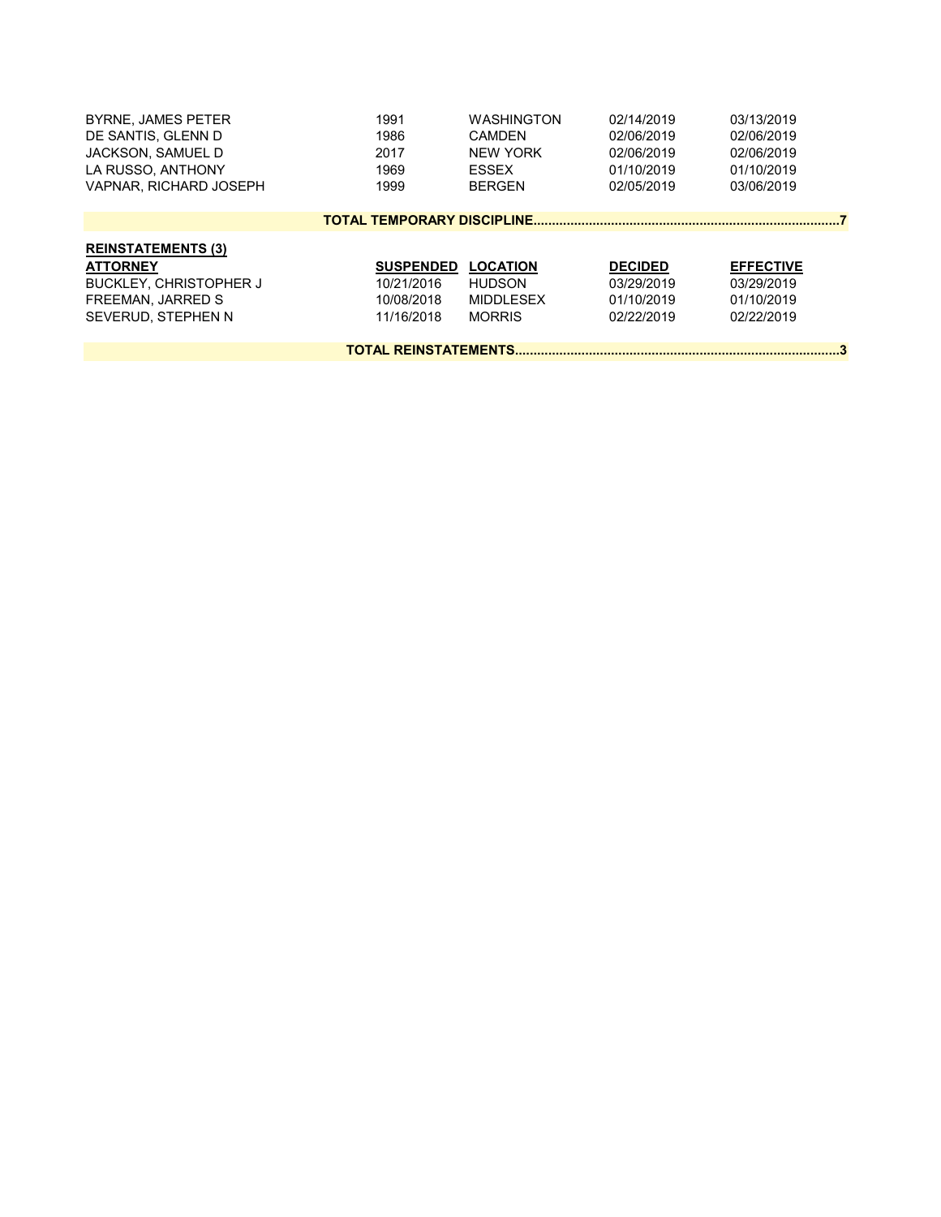| | | | | |
|---|---|---|---|---|
| BYRNE, JAMES PETER | 1991 | WASHINGTON | 02/14/2019 | 03/13/2019 |
| DE SANTIS, GLENN D | 1986 | CAMDEN | 02/06/2019 | 02/06/2019 |
| JACKSON, SAMUEL D | 2017 | NEW YORK | 02/06/2019 | 02/06/2019 |
| LA RUSSO, ANTHONY | 1969 | ESSEX | 01/10/2019 | 01/10/2019 |
| VAPNAR, RICHARD JOSEPH | 1999 | BERGEN | 02/05/2019 | 03/06/2019 |

**TOTAL TEMPORARY DISCIPLINE.....................................................................................7**

**REINSTATEMENTS (3)**

| **ATTORNEY** | **SUSPENDED** | **LOCATION** | **DECIDED** | **EFFECTIVE** |
|---|---|---|---|---|
| BUCKLEY, CHRISTOPHER J | 10/21/2016 | HUDSON | 03/29/2019 | 03/29/2019 |
| FREEMAN, JARRED S | 10/08/2018 | MIDDLESEX | 01/10/2019 | 01/10/2019 |
| SEVERUD, STEPHEN N | 11/16/2018 | MORRIS | 02/22/2019 | 02/22/2019 |

**TOTAL REINSTATEMENTS.........................................................................................3**